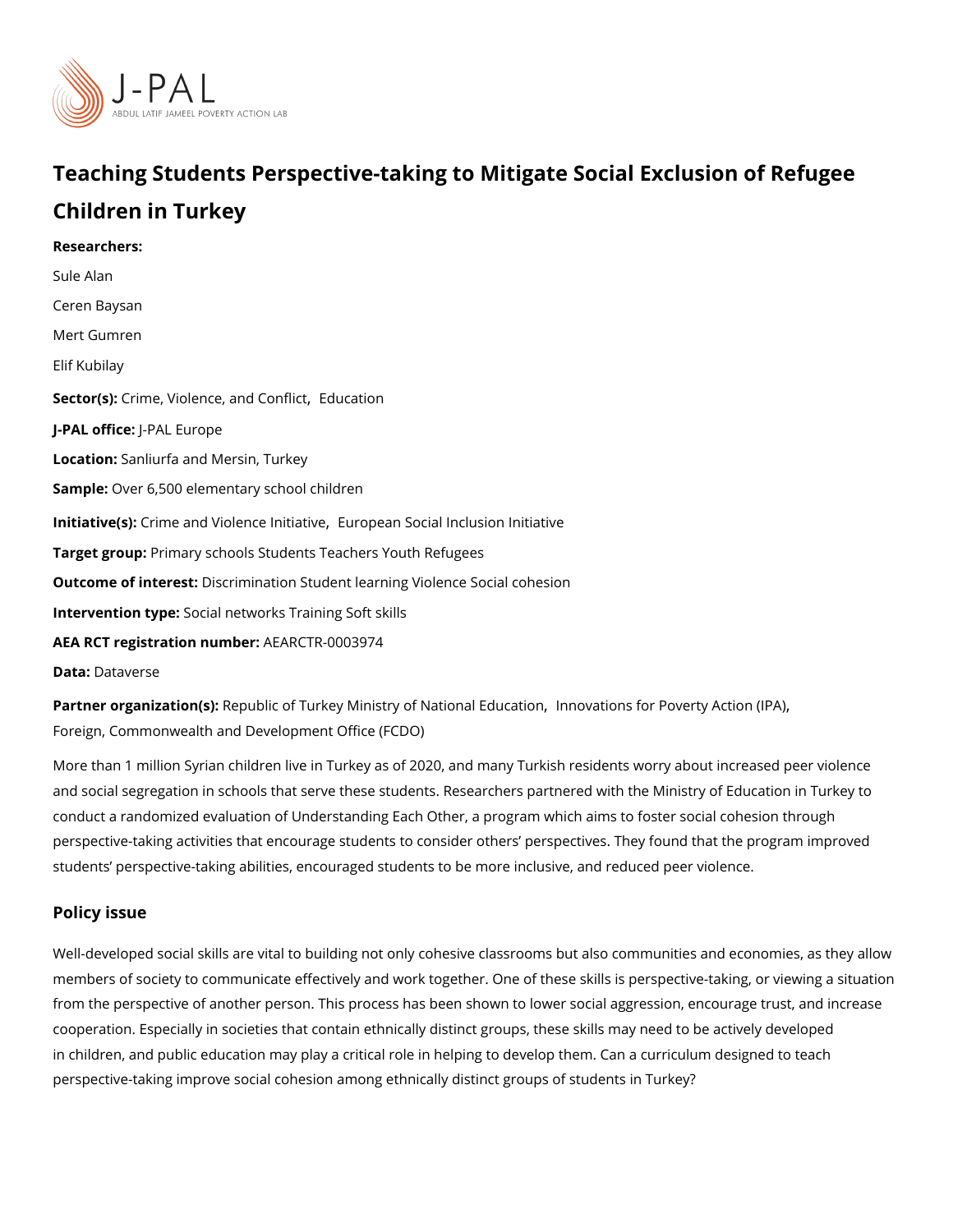# Teaching Students Perspective-taking to Mitigate Social Exclusion of Refugee Children in Turkey

**Researchers:**

Sule Alan

Ceren Baysan

Mert Gumren

Elif Kubilay

**Sector(s):** Crime, Violence, and Conflict, Education

**J-PAL office:** J-PAL Europe

**Location:** Sanliurfa and Mersin, Turkey

**Sample:** Over 6,500 elementary school children

**Initiative(s):** Crime and Violence Initiative, European Social Inclusion Initiative

**Target group:** Primary schools Students Teachers Youth Refugees

**Outcome of interest:** Discrimination Student learning Violence Social cohesion

**Intervention type:** Social networks Training Soft skills

**AEA RCT registration number:** AEARCTR-0003974

**Data:** Dataverse

**Partner organization(s):** Republic of Turkey Ministry of National Education, Innovations for Poverty Action (IPA), Foreign, Commonwealth and Development Office (FCDO)

More than 1 million Syrian children live in Turkey as of 2020, and many Turkish residents worry about increased peer violence and social segregation in schools that serve these students. Researchers partnered with the Ministry of Education in Turkey to conduct a randomized evaluation of Understanding Each Other, a program which aims to foster social cohesion through perspective-taking activities that encourage students to consider others' perspectives. They found that the program improved students' perspective-taking abilities, encouraged students to be more inclusive, and reduced peer violence.

## Policy issue

Well-developed social skills are vital to building not only cohesive classrooms but also communities and economies, as they allow members of society to communicate effectively and work together. One of these skills is perspective-taking, or viewing a situation from the perspective of another person. This process has been shown to lower social aggression, encourage trust, and increase cooperation. Especially in societies that contain ethnically distinct groups, these skills may need to be actively developed in children, and public education may play a critical role in helping to develop them. Can a curriculum designed to teach perspective-taking improve social cohesion among ethnically distinct groups of students in Turkey?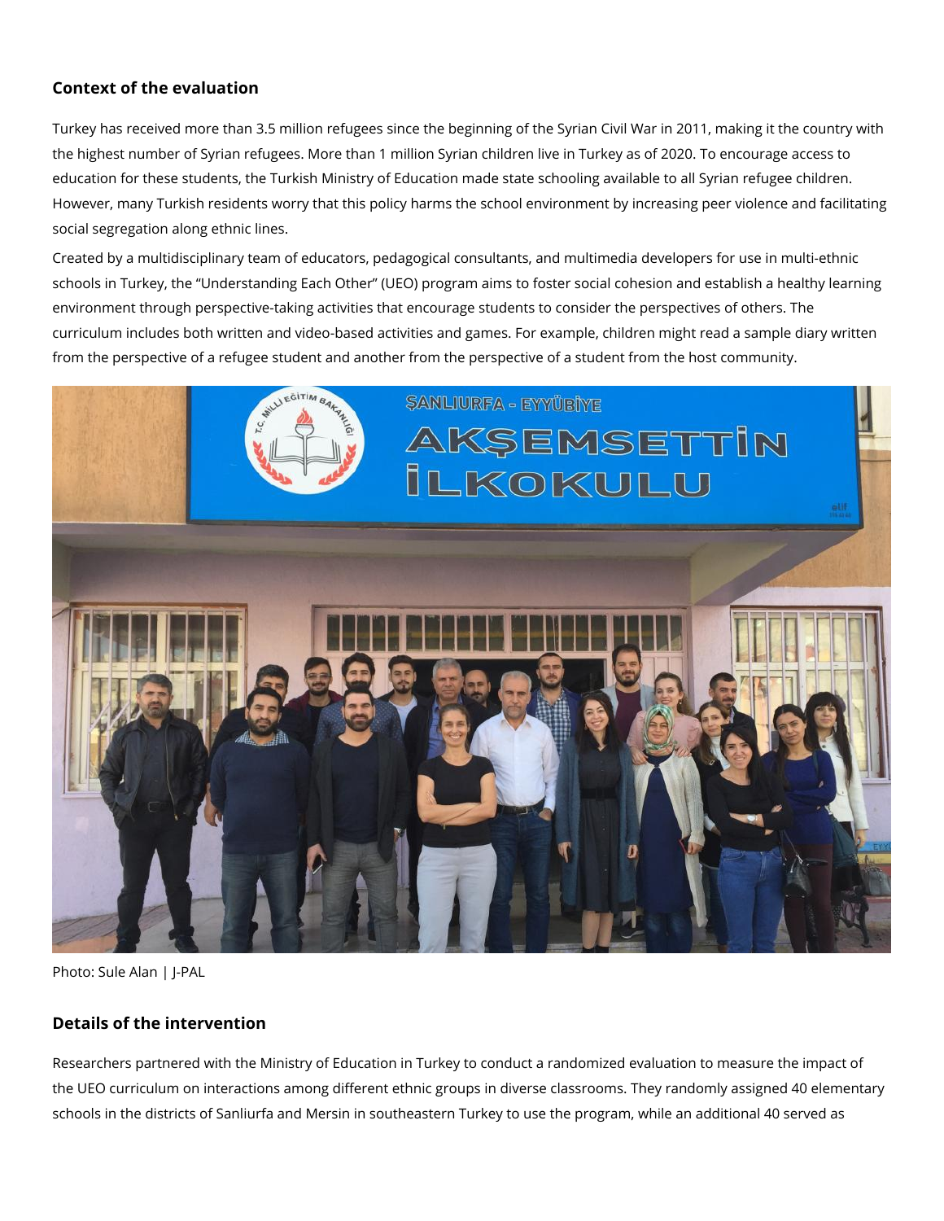### Context of the evaluation

Turkey has received more than 3.5 million refugees since the beginning of the Syrian Civil War in 2011, making it the country with the highest number of Syrian refugees. More than 1 million Syrian children live in Turkey as of 2020. To encourage access to education for these students, the Turkish Ministry of Education made state schooling available to all Syrian refugee children. However, many Turkish residents worry that this policy harms the school environment by increasing peer violence and facilitating social segregation along ethnic lines.

Created by a multidisciplinary team of educators, pedagogical consultants, and multimedia developers for use in multi-ethnic schools in Turkey, the "Understanding Each Other" (UEO) program aims to foster social cohesion and establish a healthy learning environment through perspective-taking activities that encourage students to consider the perspectives of others. The curriculum includes both written and video-based activities and games. For example, children might read a sample diary written from the perspective of a refugee student and another from the perspective of a student from the host community.

Photo: Sule Alan | J-PAL

### Details of the intervention

Researchers partnered with the Ministry of Education in Turkey to conduct a randomized evaluation to measure the impact of the UEO curriculum on interactions among different ethnic groups in diverse classrooms. They randomly assigned 40 elementary schools in the districts of Sanliurfa and Mersin in southeastern Turkey to use the program, while an additional 40 served as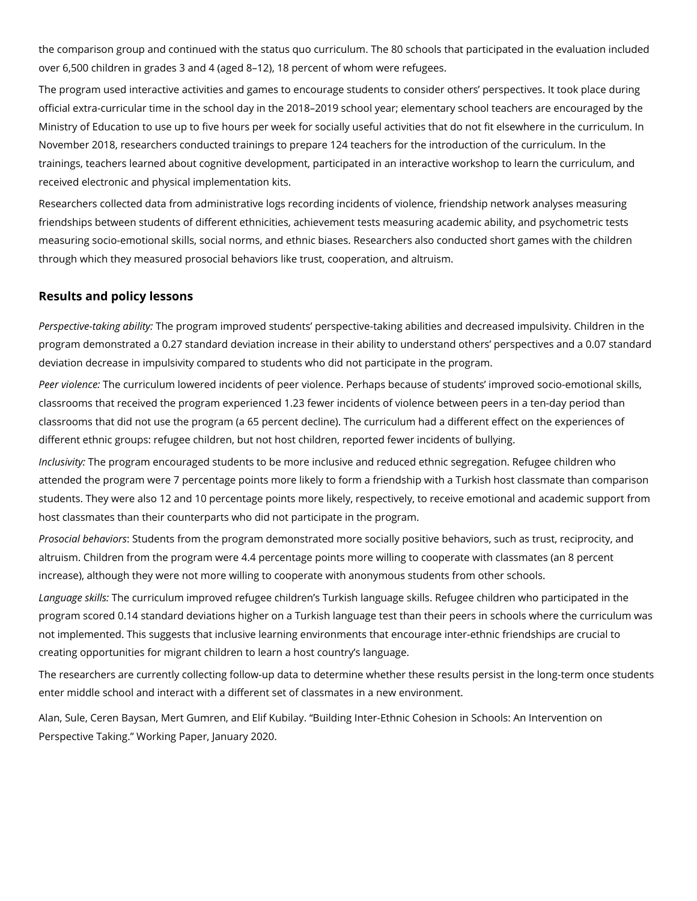the comparison group and continued with the status quo curriculum. The 80 schools that participated in the evaluation included over 6,500 children in grades 3 and 4 (aged 8–12), 18 percent of whom were refugees.

The program used interactive activities and games to encourage students to consider others' perspectives. It took place during official extra-curricular time in the school day in the 2018–2019 school year; elementary school teachers are encouraged by the Ministry of Education to use up to five hours per week for socially useful activities that do not fit elsewhere in the curriculum. In November 2018, researchers conducted trainings to prepare 124 teachers for the introduction of the curriculum. In the trainings, teachers learned about cognitive development, participated in an interactive workshop to learn the curriculum, and received electronic and physical implementation kits.

Researchers collected data from administrative logs recording incidents of violence, friendship network analyses measuring friendships between students of different ethnicities, achievement tests measuring academic ability, and psychometric tests measuring socio-emotional skills, social norms, and ethnic biases. Researchers also conducted short games with the children through which they measured prosocial behaviors like trust, cooperation, and altruism.

## Results and policy lessons

*Perspective-taking ability:* The program improved students' perspective-taking abilities and decreased impulsivity. Children in the program demonstrated a 0.27 standard deviation increase in their ability to understand others' perspectives and a 0.07 standard deviation decrease in impulsivity compared to students who did not participate in the program.

*Peer violence:* The curriculum lowered incidents of peer violence. Perhaps because of students' improved socio-emotional skills, classrooms that received the program experienced 1.23 fewer incidents of violence between peers in a ten-day period than classrooms that did not use the program (a 65 percent decline). The curriculum had a different effect on the experiences of different ethnic groups: refugee children, but not host children, reported fewer incidents of bullying.

*Inclusivity:* The program encouraged students to be more inclusive and reduced ethnic segregation. Refugee children who attended the program were 7 percentage points more likely to form a friendship with a Turkish host classmate than comparison students. They were also 12 and 10 percentage points more likely, respectively, to receive emotional and academic support from host classmates than their counterparts who did not participate in the program.

*Prosocial behaviors*: Students from the program demonstrated more socially positive behaviors, such as trust, reciprocity, and altruism. Children from the program were 4.4 percentage points more willing to cooperate with classmates (an 8 percent increase), although they were not more willing to cooperate with anonymous students from other schools.

*Language skills:* The curriculum improved refugee children's Turkish language skills. Refugee children who participated in the program scored 0.14 standard deviations higher on a Turkish language test than their peers in schools where the curriculum was not implemented. This suggests that inclusive learning environments that encourage inter-ethnic friendships are crucial to creating opportunities for migrant children to learn a host country's language.

The researchers are currently collecting follow-up data to determine whether these results persist in the long-term once students enter middle school and interact with a different set of classmates in a new environment.

Alan, Sule, Ceren Baysan, Mert Gumren, and Elif Kubilay. "Building Inter-Ethnic Cohesion in Schools: An Intervention on Perspective Taking." Working Paper, January 2020.